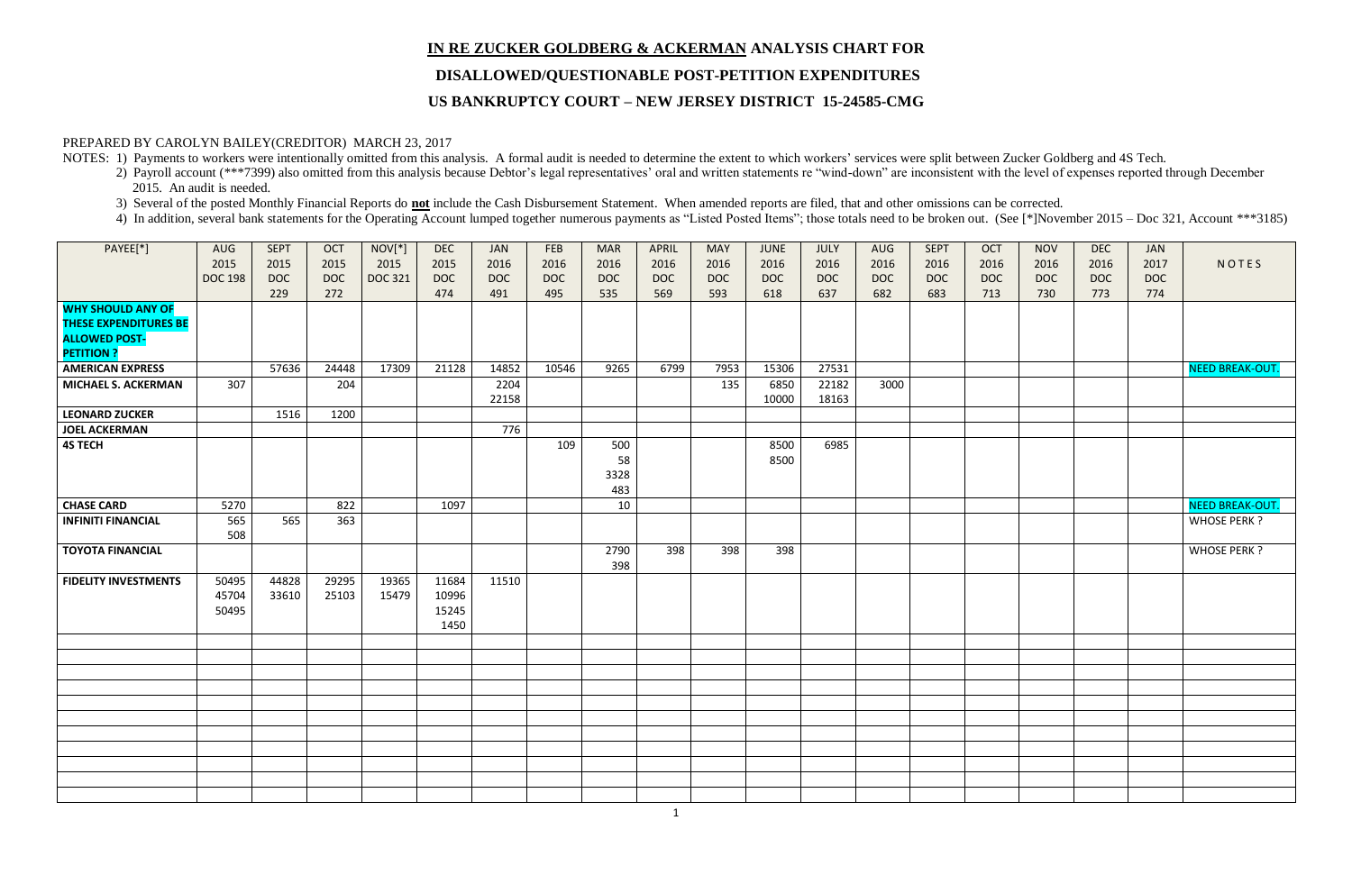# IN RE ZUCKER GOLDBERG & ACKERMAN ANALYSIS CHART FOR

## DISALLOWED/QUESTIONABLE POST-PETITION EXPENDITURES

## US BANKRUPTCY COURT – NEW JERSEY DISTRICT 15-24585-CMG

PREPARED BY CAROLYN BAILEY(CREDITOR) MARCH 23, 2017

NOTES: 1) Payments to workers were intentionally omitted from this analysis. A formal audit is needed to determine the extent to which workers' services were split between Zucker Goldberg and 4S Tech.

2) Payroll account (***7399) also omitted from this analysis because Debtor's legal representatives' oral and written statements re "wind-down" are inconsistent with the level of expenses reported through December 2015. An audit is needed.

3) Several of the posted Monthly Financial Reports do **not** include the Cash Disbursement Statement. When amended reports are filed, that and other omissions can be corrected.

4) In addition, several bank statements for the Operating Account lumped together numerous payments as "Listed Posted Items"; those totals need to be broken out. (See [*]November 2015 – Doc 321, Account ***3185)

| PAYEE[*] | AUG 2015 DOC 198 | SEPT 2015 DOC 229 | OCT 2015 DOC 272 | NOV[*] 2015 DOC 321 | DEC 2015 DOC 474 | JAN 2016 DOC 491 | FEB 2016 DOC 495 | MAR 2016 DOC 535 | APRIL 2016 DOC 569 | MAY 2016 DOC 593 | JUNE 2016 DOC 618 | JULY 2016 DOC 637 | AUG 2016 DOC 682 | SEPT 2016 DOC 683 | OCT 2016 DOC 713 | NOV 2016 DOC 730 | DEC 2016 DOC 773 | JAN 2017 DOC 774 | NOTES |
|---|---|---|---|---|---|---|---|---|---|---|---|---|---|---|---|---|---|---|---|
| **WHY SHOULD ANY OF THESE EXPENDITURES BE ALLOWED POST-PETITION ?** | | | | | | | | | | | | | | | | | | | |
| **AMERICAN EXPRESS** | | 57636 | 24448 | 17309 | 21128 | 14852 | 10546 | 9265 | 6799 | 7953 | 15306 | 27531 | | | | | | | NEED BREAK-OUT. |
| **MICHAEL S. ACKERMAN** | 307 | | 204 | | | 2204<br>22158 | | | | 135 | 6850<br>10000 | 22182<br>18163 | 3000 | | | | | | |
| **LEONARD ZUCKER** | | 1516 | 1200 | | | | | | | | | | | | | | | | |
| **JOEL ACKERMAN** | | | | | | 776 | | | | | | | | | | | | | |
| **4S TECH** | | | | | | | 109 | 500<br>58<br>3328<br>483 | | | 8500<br>8500 | 6985 | | | | | | | |
| **CHASE CARD** | 5270 | | 822 | | 1097 | | | 10 | | | | | | | | | | | NEED BREAK-OUT. |
| **INFINITI FINANCIAL** | 565<br>508 | 565 | 363 | | | | | | | | | | | | | | | | WHOSE PERK ? |
| **TOYOTA FINANCIAL** | | | | | | | | 2790<br>398 | 398 | 398 | 398 | | | | | | | | WHOSE PERK ? |
| **FIDELITY INVESTMENTS** | 50495<br>45704<br>50495 | 44828<br>33610 | 29295<br>25103 | 19365<br>15479 | 11684<br>10996<br>15245<br>1450 | 11510 | | | | | | | | | | | | | |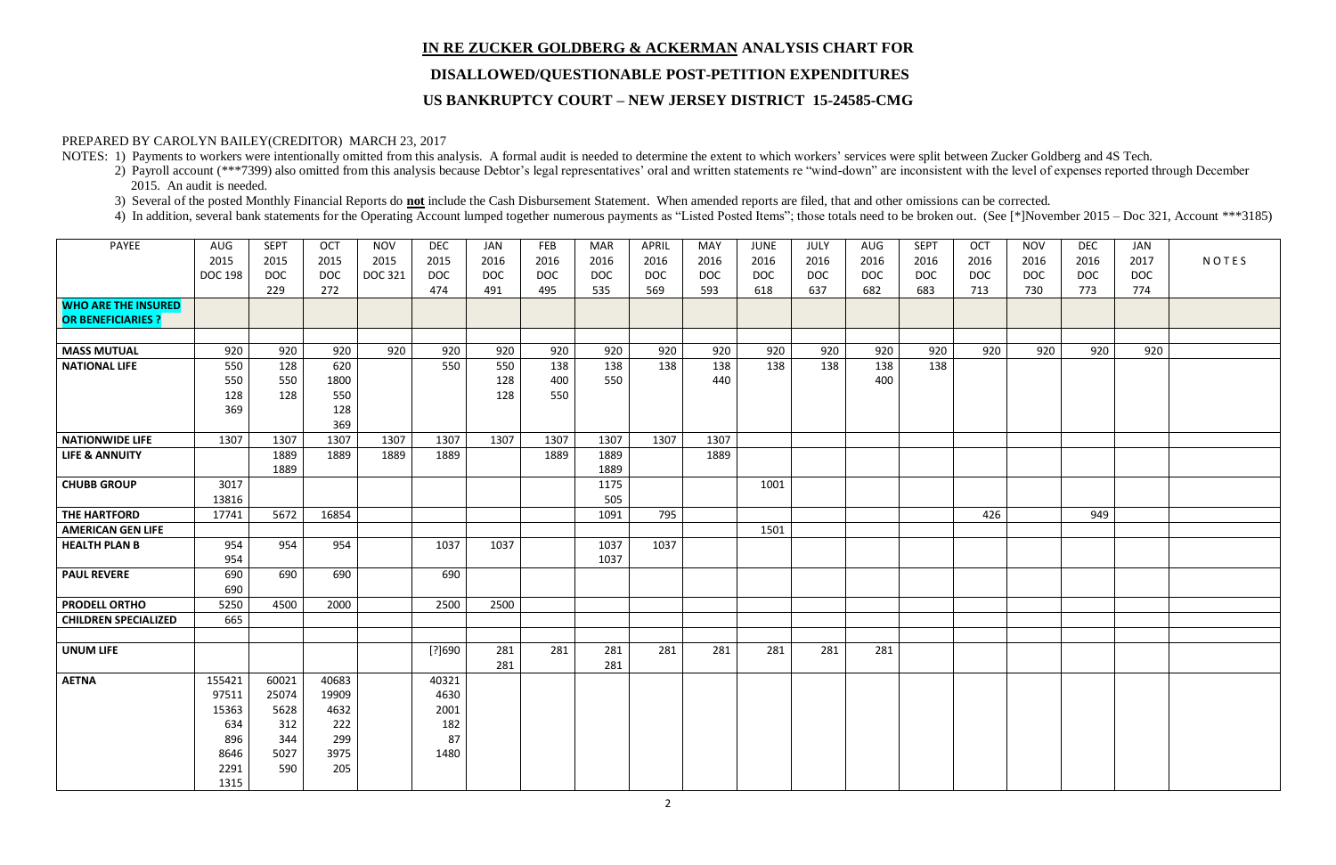# IN RE ZUCKER GOLDBERG & ACKERMAN ANALYSIS CHART FOR

## DISALLOWED/QUESTIONABLE POST-PETITION EXPENDITURES

## US BANKRUPTCY COURT – NEW JERSEY DISTRICT 15-24585-CMG

PREPARED BY CAROLYN BAILEY(CREDITOR) MARCH 23, 2017

NOTES: 1) Payments to workers were intentionally omitted from this analysis. A formal audit is needed to determine the extent to which workers' services were split between Zucker Goldberg and 4S Tech.

2) Payroll account (***7399) also omitted from this analysis because Debtor's legal representatives' oral and written statements re "wind-down" are inconsistent with the level of expenses reported through December 2015. An audit is needed.

3) Several of the posted Monthly Financial Reports do **not** include the Cash Disbursement Statement. When amended reports are filed, that and other omissions can be corrected.

4) In addition, several bank statements for the Operating Account lumped together numerous payments as "Listed Posted Items"; those totals need to be broken out. (See [*]November 2015 – Doc 321, Account ***3185)

| PAYEE | AUG 2015 DOC 198 | SEPT 2015 DOC 229 | OCT 2015 DOC 272 | NOV 2015 DOC 321 | DEC 2015 DOC 474 | JAN 2016 DOC 491 | FEB 2016 DOC 495 | MAR 2016 DOC 535 | APRIL 2016 DOC 569 | MAY 2016 DOC 593 | JUNE 2016 DOC 618 | JULY 2016 DOC 637 | AUG 2016 DOC 682 | SEPT 2016 DOC 683 | OCT 2016 DOC 713 | NOV 2016 DOC 730 | DEC 2016 DOC 773 | JAN 2017 DOC 774 | NOTES |
|---|---|---|---|---|---|---|---|---|---|---|---|---|---|---|---|---|---|---|---|
| **WHO ARE THE INSURED OR BENEFICIARIES ?** | | | | | | | | | | | | | | | | | | | |
| | | | | | | | | | | | | | | | | | | | |
| **MASS MUTUAL** | 920 | 920 | 920 | 920 | 920 | 920 | 920 | 920 | 920 | 920 | 920 | 920 | 920 | 920 | 920 | 920 | 920 | 920 | |
| **NATIONAL LIFE** | 550 | 128 | 620 | | 550 | 550 | 138 | 138 | 138 | 138 | 138 | 138 | 138 | 138 | | | | | |
| | 550 | 550 | 1800 | | | 128 | 400 | 550 | | 440 | | | 400 | | | | | | |
| | 128 | 128 | 550 | | | 128 | 550 | | | | | | | | | | | | |
| | 369 | | 128 | | | | | | | | | | | | | | | | |
| | | | 369 | | | | | | | | | | | | | | | | |
| **NATIONWIDE LIFE** | 1307 | 1307 | 1307 | 1307 | 1307 | 1307 | 1307 | 1307 | 1307 | 1307 | | | | | | | | | |
| **LIFE & ANNUITY** | | 1889 | 1889 | 1889 | 1889 | | 1889 | 1889 | | 1889 | | | | | | | | | |
| | | 1889 | | | | | | 1889 | | | | | | | | | | | |
| **CHUBB GROUP** | 3017 | | | | | | | 1175 | | | 1001 | | | | | | | | |
| | 13816 | | | | | | | 505 | | | | | | | | | | | |
| **THE HARTFORD** | 17741 | 5672 | 16854 | | | | | 1091 | 795 | | | | | | 426 | | 949 | | |
| **AMERICAN GEN LIFE** | | | | | | | | | | | 1501 | | | | | | | | |
| **HEALTH PLAN B** | 954 | 954 | 954 | | 1037 | 1037 | | 1037 | 1037 | | | | | | | | | | |
| | 954 | | | | | | | 1037 | | | | | | | | | | | |
| **PAUL REVERE** | 690 | 690 | 690 | | 690 | | | | | | | | | | | | | | |
| | 690 | | | | | | | | | | | | | | | | | | |
| **PRODELL ORTHO** | 5250 | 4500 | 2000 | | 2500 | 2500 | | | | | | | | | | | | | |
| **CHILDREN SPECIALIZED** | 665 | | | | | | | | | | | | | | | | | | |
| | | | | | | | | | | | | | | | | | | | |
| **UNUM LIFE** | | | | | [?]690 | 281 | 281 | 281 | 281 | 281 | 281 | 281 | 281 | | | | | | |
| | | | | | | 281 | | 281 | | | | | | | | | | | |
| **AETNA** | 155421 | 60021 | 40683 | | 40321 | | | | | | | | | | | | | | |
| | 97511 | 25074 | 19909 | | 4630 | | | | | | | | | | | | | | |
| | 15363 | 5628 | 4632 | | 2001 | | | | | | | | | | | | | | |
| | 634 | 312 | 222 | | 182 | | | | | | | | | | | | | | |
| | 896 | 344 | 299 | | 87 | | | | | | | | | | | | | | |
| | 8646 | 5027 | 3975 | | 1480 | | | | | | | | | | | | | | |
| | 2291 | 590 | 205 | | | | | | | | | | | | | | | | |
| | 1315 | | | | | | | | | | | | | | | | | | |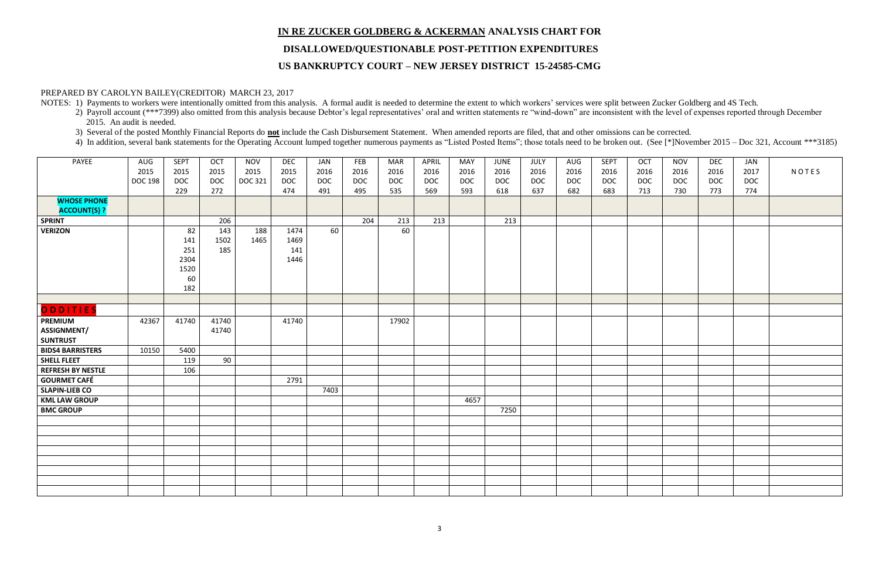# IN RE ZUCKER GOLDBERG & ACKERMAN ANALYSIS CHART FOR

# DISALLOWED/QUESTIONABLE POST-PETITION EXPENDITURES

# US BANKRUPTCY COURT – NEW JERSEY DISTRICT 15-24585-CMG

PREPARED BY CAROLYN BAILEY(CREDITOR) MARCH 23, 2017

NOTES: 1) Payments to workers were intentionally omitted from this analysis. A formal audit is needed to determine the extent to which workers' services were split between Zucker Goldberg and 4S Tech.

2) Payroll account (***7399) also omitted from this analysis because Debtor's legal representatives' oral and written statements re "wind-down" are inconsistent with the level of expenses reported through December 2015. An audit is needed.

3) Several of the posted Monthly Financial Reports do **not** include the Cash Disbursement Statement. When amended reports are filed, that and other omissions can be corrected.

4) In addition, several bank statements for the Operating Account lumped together numerous payments as "Listed Posted Items"; those totals need to be broken out. (See [*]November 2015 – Doc 321, Account ***3185)

| PAYEE | AUG 2015 DOC 198 | SEPT 2015 DOC 229 | OCT 2015 DOC 272 | NOV 2015 DOC 321 | DEC 2015 DOC 474 | JAN 2016 DOC 491 | FEB 2016 DOC 495 | MAR 2016 DOC 535 | APRIL 2016 DOC 569 | MAY 2016 DOC 593 | JUNE 2016 DOC 618 | JULY 2016 DOC 637 | AUG 2016 DOC 682 | SEPT 2016 DOC 683 | OCT 2016 DOC 713 | NOV 2016 DOC 730 | DEC 2016 DOC 773 | JAN 2017 DOC 774 | NOTES |
|---|---|---|---|---|---|---|---|---|---|---|---|---|---|---|---|---|---|---|---|
| **WHOSE PHONE ACCOUNT(S) ?** | | | | | | | | | | | | | | | | | | | |
| **SPRINT** | | | 206 | | | | 204 | 213 | 213 | | 213 | | | | | | | | |
| **VERIZON** | | 82<br>141<br>251<br>2304<br>1520<br>60<br>182 | 143<br>1502<br>185 | 188<br>1465 | 1474<br>1469<br>141<br>1446 | 60 | | 60 | | | | | | | | | | | |
| | | | | | | | | | | | | | | | | | | | |
| **ODDITIES** | | | | | | | | | | | | | | | | | | | |
| **PREMIUM ASSIGNMENT/ SUNTRUST** | 42367 | 41740 | 41740<br>41740 | | 41740 | | | 17902 | | | | | | | | | | | |
| **BIDS4 BARRISTERS** | 10150 | 5400 | | | | | | | | | | | | | | | | | |
| **SHELL FLEET** | | 119 | 90 | | | | | | | | | | | | | | | | |
| **REFRESH BY NESTLE** | | 106 | | | | | | | | | | | | | | | | | |
| **GOURMET CAFÉ** | | | | | 2791 | | | | | | | | | | | | | | |
| **SLAPIN-LIEB CO** | | | | | | 7403 | | | | | | | | | | | | | |
| **KML LAW GROUP** | | | | | | | | | | 4657 | | | | | | | | | |
| **BMC GROUP** | | | | | | | | | | | 7250 | | | | | | | | |